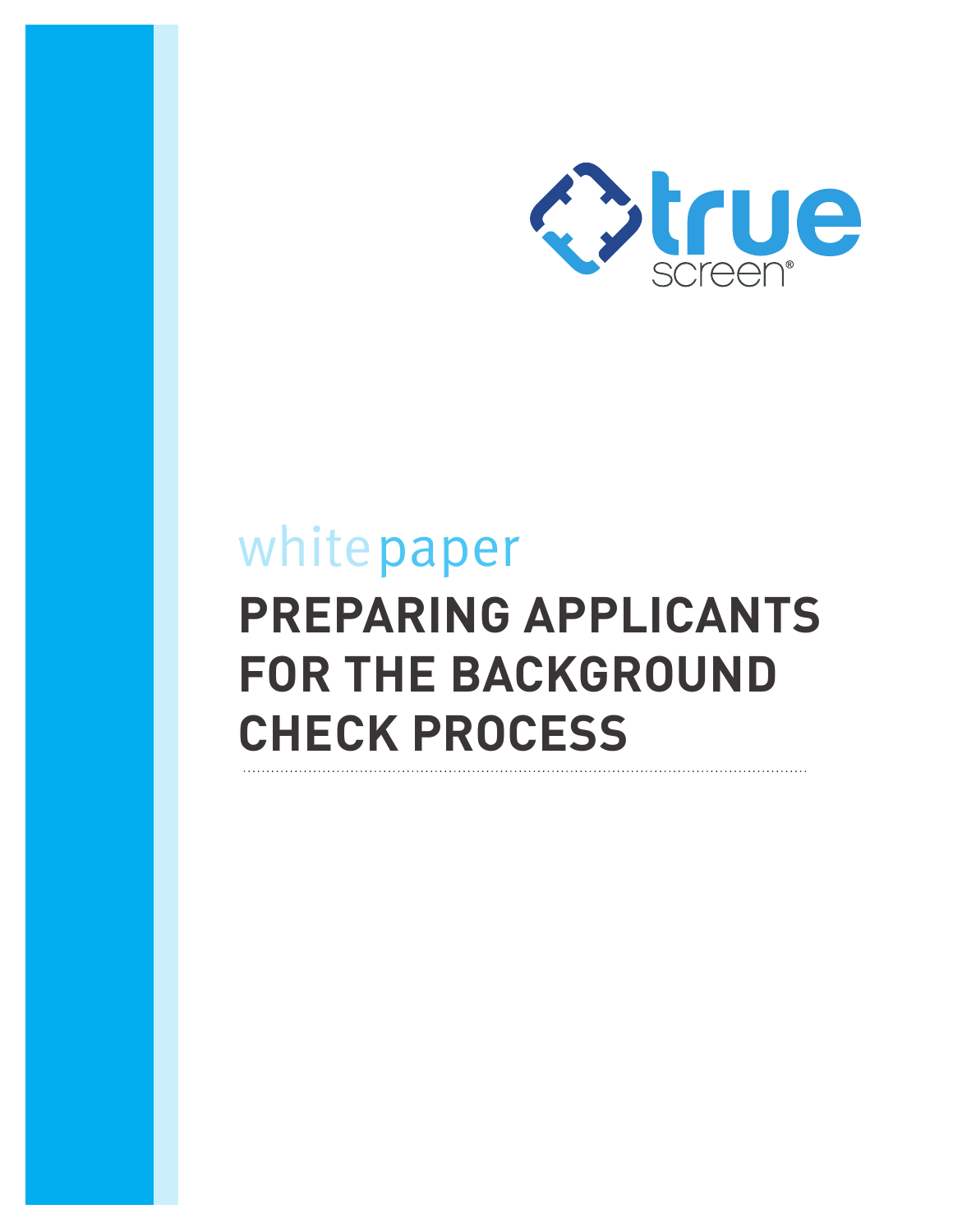true screen®

white paper

# PREPARING APPLICANTS FOR THE BACKGROUND CHECK PROCESS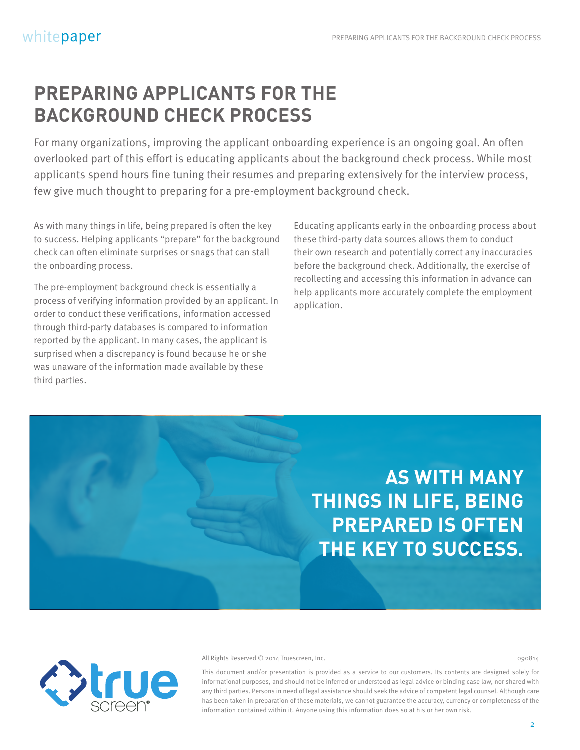# PREPARING APPLICANTS FOR THE BACKGROUND CHECK PROCESS

For many organizations, improving the applicant onboarding experience is an ongoing goal. An often overlooked part of this effort is educating applicants about the background check process. While most applicants spend hours fine tuning their resumes and preparing extensively for the interview process, few give much thought to preparing for a pre-employment background check.

As with many things in life, being prepared is often the key to success. Helping applicants "prepare" for the background check can often eliminate surprises or snags that can stall the onboarding process.

The pre-employment background check is essentially a process of verifying information provided by an applicant. In order to conduct these verifications, information accessed through third-party databases is compared to information reported by the applicant. In many cases, the applicant is surprised when a discrepancy is found because he or she was unaware of the information made available by these third parties.

Educating applicants early in the onboarding process about these third-party data sources allows them to conduct their own research and potentially correct any inaccuracies before the background check. Additionally, the exercise of recollecting and accessing this information in advance can help applicants more accurately complete the employment application.

**AS WITH MANY THINGS IN LIFE, BEING PREPARED IS OFTEN THE KEY TO SUCCESS.**

All Rights Reserved © 2014 Truescreen, Inc.

090814

This document and/or presentation is provided as a service to our customers. Its contents are designed solely for informational purposes, and should not be inferred or understood as legal advice or binding case law, nor shared with any third parties. Persons in need of legal assistance should seek the advice of competent legal counsel. Although care has been taken in preparation of these materials, we cannot guarantee the accuracy, currency or completeness of the information contained within it. Anyone using this information does so at his or her own risk.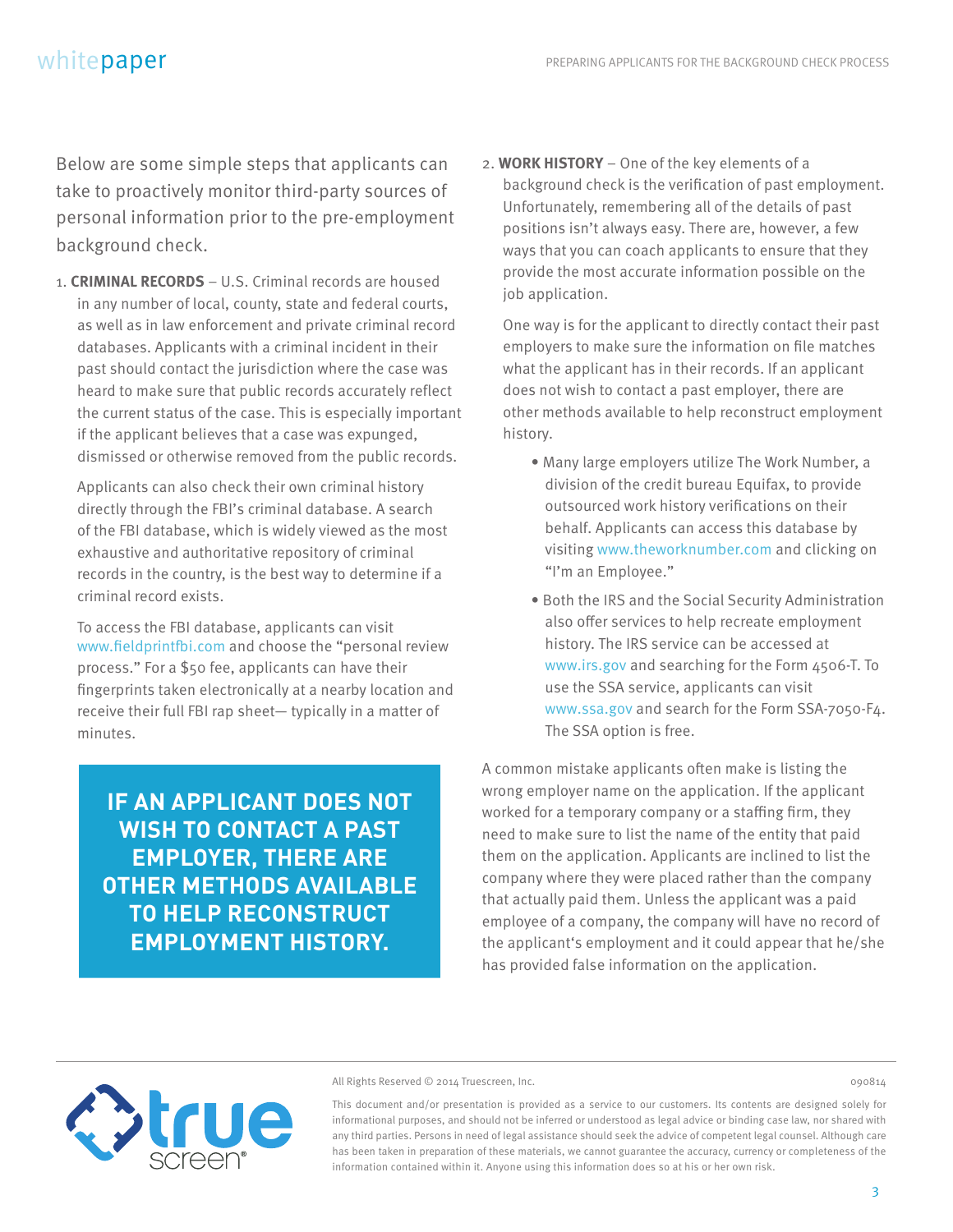Below are some simple steps that applicants can take to proactively monitor third-party sources of personal information prior to the pre-employment background check.

1. **CRIMINAL RECORDS** – U.S. Criminal records are housed in any number of local, county, state and federal courts, as well as in law enforcement and private criminal record databases. Applicants with a criminal incident in their past should contact the jurisdiction where the case was heard to make sure that public records accurately reflect the current status of the case. This is especially important if the applicant believes that a case was expunged, dismissed or otherwise removed from the public records.

   Applicants can also check their own criminal history directly through the FBI's criminal database. A search of the FBI database, which is widely viewed as the most exhaustive and authoritative repository of criminal records in the country, is the best way to determine if a criminal record exists.

   To access the FBI database, applicants can visit www.fieldprintfbi.com and choose the "personal review process." For a $50 fee, applicants can have their fingerprints taken electronically at a nearby location and receive their full FBI rap sheet— typically in a matter of minutes.

**IF AN APPLICANT DOES NOT WISH TO CONTACT A PAST EMPLOYER, THERE ARE OTHER METHODS AVAILABLE TO HELP RECONSTRUCT EMPLOYMENT HISTORY.**

2. **WORK HISTORY** – One of the key elements of a background check is the verification of past employment. Unfortunately, remembering all of the details of past positions isn't always easy. There are, however, a few ways that you can coach applicants to ensure that they provide the most accurate information possible on the job application.

   One way is for the applicant to directly contact their past employers to make sure the information on file matches what the applicant has in their records. If an applicant does not wish to contact a past employer, there are other methods available to help reconstruct employment history.

   - Many large employers utilize The Work Number, a division of the credit bureau Equifax, to provide outsourced work history verifications on their behalf. Applicants can access this database by visiting www.theworknumber.com and clicking on "I'm an Employee."
   - Both the IRS and the Social Security Administration also offer services to help recreate employment history. The IRS service can be accessed at www.irs.gov and searching for the Form 4506-T. To use the SSA service, applicants can visit www.ssa.gov and search for the Form SSA-7050-F4. The SSA option is free.

A common mistake applicants often make is listing the wrong employer name on the application. If the applicant worked for a temporary company or a staffing firm, they need to make sure to list the name of the entity that paid them on the application. Applicants are inclined to list the company where they were placed rather than the company that actually paid them. Unless the applicant was a paid employee of a company, the company will have no record of the applicant's employment and it could appear that he/she has provided false information on the application.

All Rights Reserved © 2014 Truescreen, Inc. 090814

This document and/or presentation is provided as a service to our customers. Its contents are designed solely for informational purposes, and should not be inferred or understood as legal advice or binding case law, nor shared with any third parties. Persons in need of legal assistance should seek the advice of competent legal counsel. Although care has been taken in preparation of these materials, we cannot guarantee the accuracy, currency or completeness of the information contained within it. Anyone using this information does so at his or her own risk.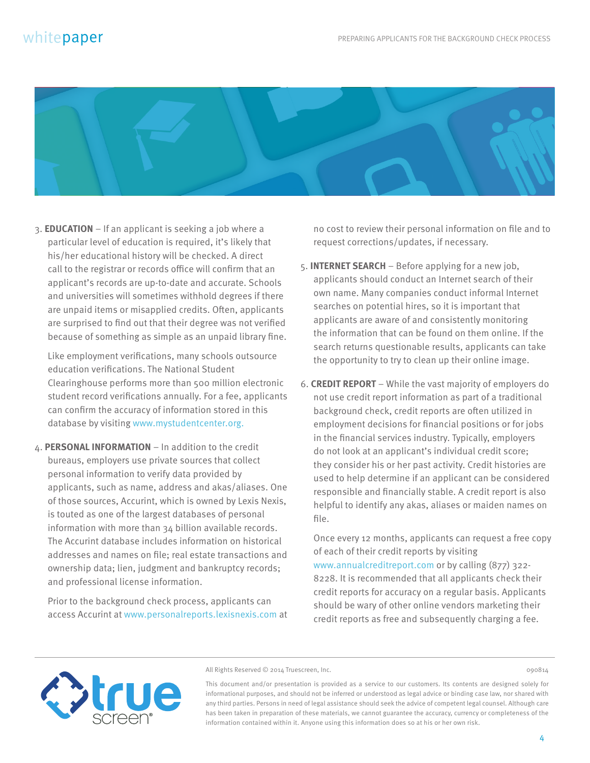3. **EDUCATION** – If an applicant is seeking a job where a particular level of education is required, it's likely that his/her educational history will be checked. A direct call to the registrar or records office will confirm that an applicant's records are up-to-date and accurate. Schools and universities will sometimes withhold degrees if there are unpaid items or misapplied credits. Often, applicants are surprised to find out that their degree was not verified because of something as simple as an unpaid library fine.

   Like employment verifications, many schools outsource education verifications. The National Student Clearinghouse performs more than 500 million electronic student record verifications annually. For a fee, applicants can confirm the accuracy of information stored in this database by visiting www.mystudentcenter.org.

4. **PERSONAL INFORMATION** – In addition to the credit bureaus, employers use private sources that collect personal information to verify data provided by applicants, such as name, address and akas/aliases. One of those sources, Accurint, which is owned by Lexis Nexis, is touted as one of the largest databases of personal information with more than 34 billion available records. The Accurint database includes information on historical addresses and names on file; real estate transactions and ownership data; lien, judgment and bankruptcy records; and professional license information.

   Prior to the background check process, applicants can access Accurint at www.personalreports.lexisnexis.com at no cost to review their personal information on file and to request corrections/updates, if necessary.

5. **INTERNET SEARCH** – Before applying for a new job, applicants should conduct an Internet search of their own name. Many companies conduct informal Internet searches on potential hires, so it is important that applicants are aware of and consistently monitoring the information that can be found on them online. If the search returns questionable results, applicants can take the opportunity to try to clean up their online image.

6. **CREDIT REPORT** – While the vast majority of employers do not use credit report information as part of a traditional background check, credit reports are often utilized in employment decisions for financial positions or for jobs in the financial services industry. Typically, employers do not look at an applicant's individual credit score; they consider his or her past activity. Credit histories are used to help determine if an applicant can be considered responsible and financially stable. A credit report is also helpful to identify any akas, aliases or maiden names on file.

   Once every 12 months, applicants can request a free copy of each of their credit reports by visiting www.annualcreditreport.com or by calling (877) 322-8228. It is recommended that all applicants check their credit reports for accuracy on a regular basis. Applicants should be wary of other online vendors marketing their credit reports as free and subsequently charging a fee.

All Rights Reserved © 2014 Truescreen, Inc.

090814

This document and/or presentation is provided as a service to our customers. Its contents are designed solely for informational purposes, and should not be inferred or understood as legal advice or binding case law, nor shared with any third parties. Persons in need of legal assistance should seek the advice of competent legal counsel. Although care has been taken in preparation of these materials, we cannot guarantee the accuracy, currency or completeness of the information contained within it. Anyone using this information does so at his or her own risk.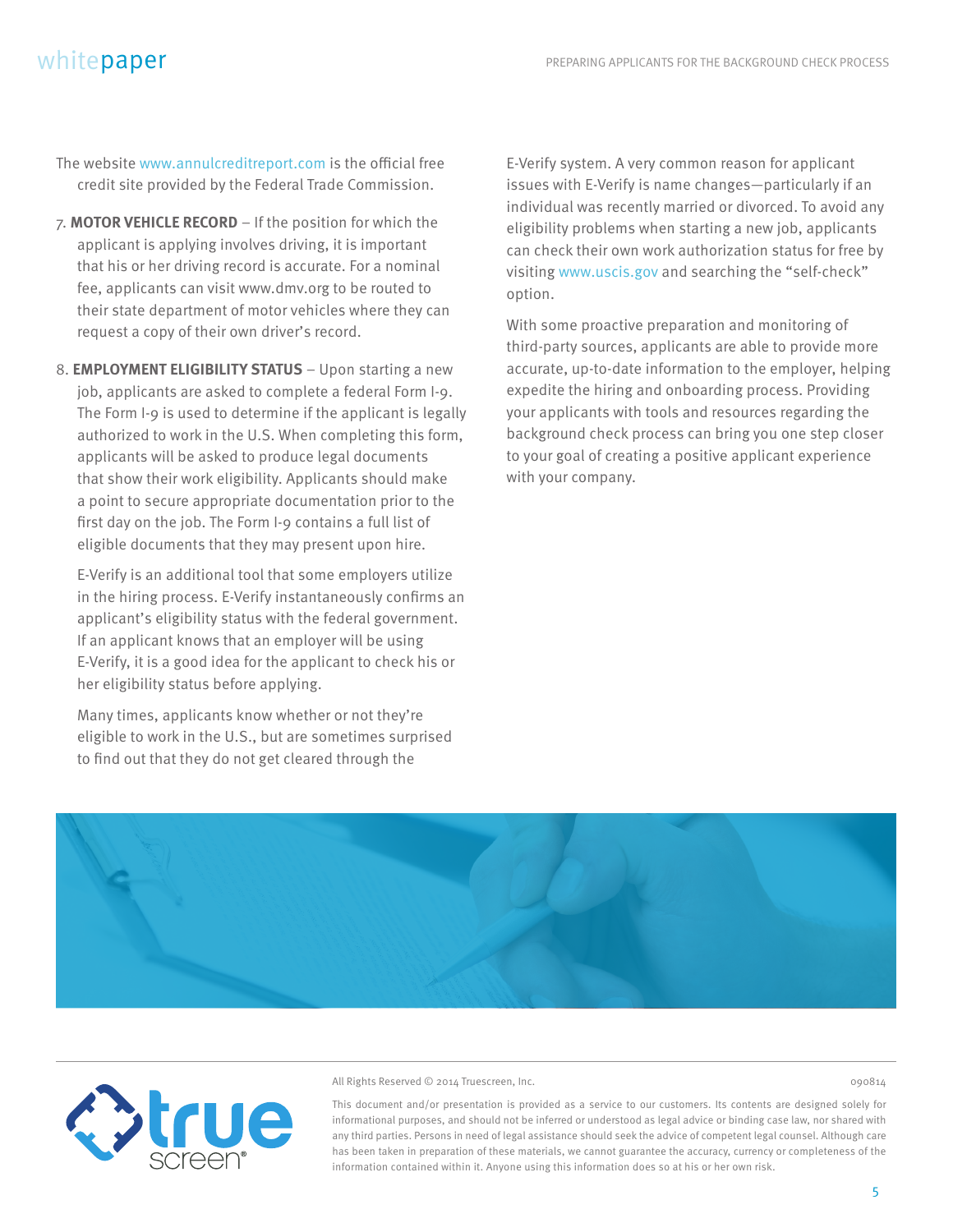The website www.annulcreditreport.com is the official free credit site provided by the Federal Trade Commission.

7. **MOTOR VEHICLE RECORD** – If the position for which the applicant is applying involves driving, it is important that his or her driving record is accurate. For a nominal fee, applicants can visit www.dmv.org to be routed to their state department of motor vehicles where they can request a copy of their own driver's record.

8. **EMPLOYMENT ELIGIBILITY STATUS** – Upon starting a new job, applicants are asked to complete a federal Form I-9. The Form I-9 is used to determine if the applicant is legally authorized to work in the U.S. When completing this form, applicants will be asked to produce legal documents that show their work eligibility. Applicants should make a point to secure appropriate documentation prior to the first day on the job. The Form I-9 contains a full list of eligible documents that they may present upon hire.

   E-Verify is an additional tool that some employers utilize in the hiring process. E-Verify instantaneously confirms an applicant's eligibility status with the federal government. If an applicant knows that an employer will be using E-Verify, it is a good idea for the applicant to check his or her eligibility status before applying.

   Many times, applicants know whether or not they're eligible to work in the U.S., but are sometimes surprised to find out that they do not get cleared through the E-Verify system. A very common reason for applicant issues with E-Verify is name changes—particularly if an individual was recently married or divorced. To avoid any eligibility problems when starting a new job, applicants can check their own work authorization status for free by visiting www.uscis.gov and searching the "self-check" option.

With some proactive preparation and monitoring of third-party sources, applicants are able to provide more accurate, up-to-date information to the employer, helping expedite the hiring and onboarding process. Providing your applicants with tools and resources regarding the background check process can bring you one step closer to your goal of creating a positive applicant experience with your company.

All Rights Reserved © 2014 Truescreen, Inc.

090814

This document and/or presentation is provided as a service to our customers. Its contents are designed solely for informational purposes, and should not be inferred or understood as legal advice or binding case law, nor shared with any third parties. Persons in need of legal assistance should seek the advice of competent legal counsel. Although care has been taken in preparation of these materials, we cannot guarantee the accuracy, currency or completeness of the information contained within it. Anyone using this information does so at his or her own risk.